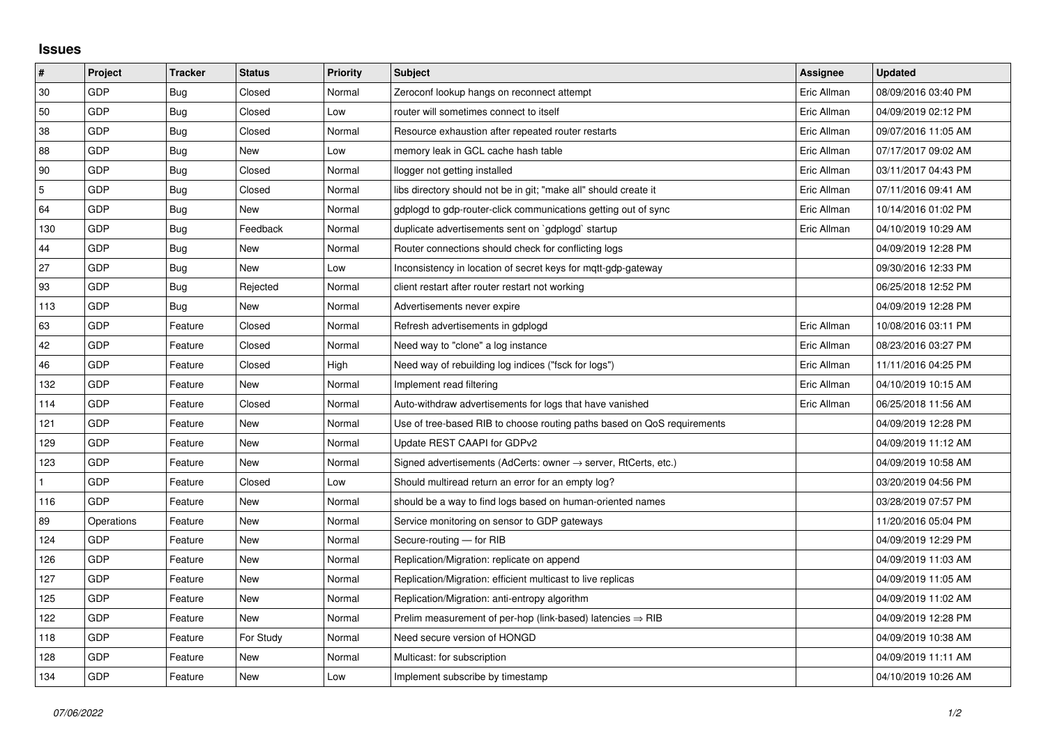## Issues

| # | Project | Tracker | Status | Priority | Subject | Assignee | Updated |
|---|---|---|---|---|---|---|---|
| 30 | GDP | Bug | Closed | Normal | Zeroconf lookup hangs on reconnect attempt | Eric Allman | 08/09/2016 03:40 PM |
| 50 | GDP | Bug | Closed | Low | router will sometimes connect to itself | Eric Allman | 04/09/2019 02:12 PM |
| 38 | GDP | Bug | Closed | Normal | Resource exhaustion after repeated router restarts | Eric Allman | 09/07/2016 11:05 AM |
| 88 | GDP | Bug | New | Low | memory leak in GCL cache hash table | Eric Allman | 07/17/2017 09:02 AM |
| 90 | GDP | Bug | Closed | Normal | llogger not getting installed | Eric Allman | 03/11/2017 04:43 PM |
| 5 | GDP | Bug | Closed | Normal | libs directory should not be in git; "make all" should create it | Eric Allman | 07/11/2016 09:41 AM |
| 64 | GDP | Bug | New | Normal | gdplogd to gdp-router-click communications getting out of sync | Eric Allman | 10/14/2016 01:02 PM |
| 130 | GDP | Bug | Feedback | Normal | duplicate advertisements sent on `gdplogd` startup | Eric Allman | 04/10/2019 10:29 AM |
| 44 | GDP | Bug | New | Normal | Router connections should check for conflicting logs | | 04/09/2019 12:28 PM |
| 27 | GDP | Bug | New | Low | Inconsistency in location of secret keys for mqtt-gdp-gateway | | 09/30/2016 12:33 PM |
| 93 | GDP | Bug | Rejected | Normal | client restart after router restart not working | | 06/25/2018 12:52 PM |
| 113 | GDP | Bug | New | Normal | Advertisements never expire | | 04/09/2019 12:28 PM |
| 63 | GDP | Feature | Closed | Normal | Refresh advertisements in gdplogd | Eric Allman | 10/08/2016 03:11 PM |
| 42 | GDP | Feature | Closed | Normal | Need way to "clone" a log instance | Eric Allman | 08/23/2016 03:27 PM |
| 46 | GDP | Feature | Closed | High | Need way of rebuilding log indices ("fsck for logs") | Eric Allman | 11/11/2016 04:25 PM |
| 132 | GDP | Feature | New | Normal | Implement read filtering | Eric Allman | 04/10/2019 10:15 AM |
| 114 | GDP | Feature | Closed | Normal | Auto-withdraw advertisements for logs that have vanished | Eric Allman | 06/25/2018 11:56 AM |
| 121 | GDP | Feature | New | Normal | Use of tree-based RIB to choose routing paths based on QoS requirements | | 04/09/2019 12:28 PM |
| 129 | GDP | Feature | New | Normal | Update REST CAAPI for GDPv2 | | 04/09/2019 11:12 AM |
| 123 | GDP | Feature | New | Normal | Signed advertisements (AdCerts: owner → server, RtCerts, etc.) | | 04/09/2019 10:58 AM |
| 1 | GDP | Feature | Closed | Low | Should multiread return an error for an empty log? | | 03/20/2019 04:56 PM |
| 116 | GDP | Feature | New | Normal | should be a way to find logs based on human-oriented names | | 03/28/2019 07:57 PM |
| 89 | Operations | Feature | New | Normal | Service monitoring on sensor to GDP gateways | | 11/20/2016 05:04 PM |
| 124 | GDP | Feature | New | Normal | Secure-routing — for RIB | | 04/09/2019 12:29 PM |
| 126 | GDP | Feature | New | Normal | Replication/Migration: replicate on append | | 04/09/2019 11:03 AM |
| 127 | GDP | Feature | New | Normal | Replication/Migration: efficient multicast to live replicas | | 04/09/2019 11:05 AM |
| 125 | GDP | Feature | New | Normal | Replication/Migration: anti-entropy algorithm | | 04/09/2019 11:02 AM |
| 122 | GDP | Feature | New | Normal | Prelim measurement of per-hop (link-based) latencies ⇒ RIB | | 04/09/2019 12:28 PM |
| 118 | GDP | Feature | For Study | Normal | Need secure version of HONGD | | 04/09/2019 10:38 AM |
| 128 | GDP | Feature | New | Normal | Multicast: for subscription | | 04/09/2019 11:11 AM |
| 134 | GDP | Feature | New | Low | Implement subscribe by timestamp | | 04/10/2019 10:26 AM |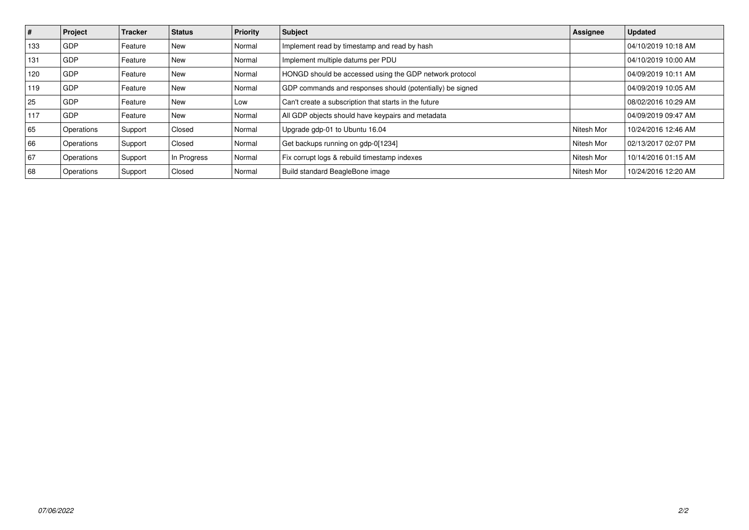| # | Project | Tracker | Status | Priority | Subject | Assignee | Updated |
|---|---|---|---|---|---|---|---|
| 133 | GDP | Feature | New | Normal | Implement read by timestamp and read by hash | | 04/10/2019 10:18 AM |
| 131 | GDP | Feature | New | Normal | Implement multiple datums per PDU | | 04/10/2019 10:00 AM |
| 120 | GDP | Feature | New | Normal | HONGD should be accessed using the GDP network protocol | | 04/09/2019 10:11 AM |
| 119 | GDP | Feature | New | Normal | GDP commands and responses should (potentially) be signed | | 04/09/2019 10:05 AM |
| 25 | GDP | Feature | New | Low | Can't create a subscription that starts in the future | | 08/02/2016 10:29 AM |
| 117 | GDP | Feature | New | Normal | All GDP objects should have keypairs and metadata | | 04/09/2019 09:47 AM |
| 65 | Operations | Support | Closed | Normal | Upgrade gdp-01 to Ubuntu 16.04 | Nitesh Mor | 10/24/2016 12:46 AM |
| 66 | Operations | Support | Closed | Normal | Get backups running on gdp-0[1234] | Nitesh Mor | 02/13/2017 02:07 PM |
| 67 | Operations | Support | In Progress | Normal | Fix corrupt logs & rebuild timestamp indexes | Nitesh Mor | 10/14/2016 01:15 AM |
| 68 | Operations | Support | Closed | Normal | Build standard BeagleBone image | Nitesh Mor | 10/24/2016 12:20 AM |